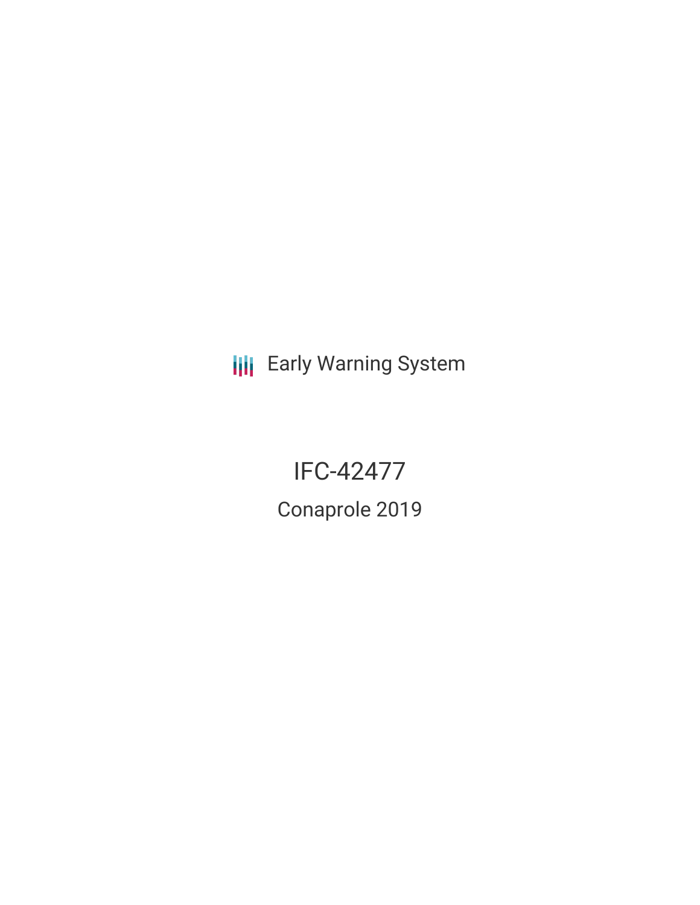Early Warning System

# IFC-42477

## Conaprole 2019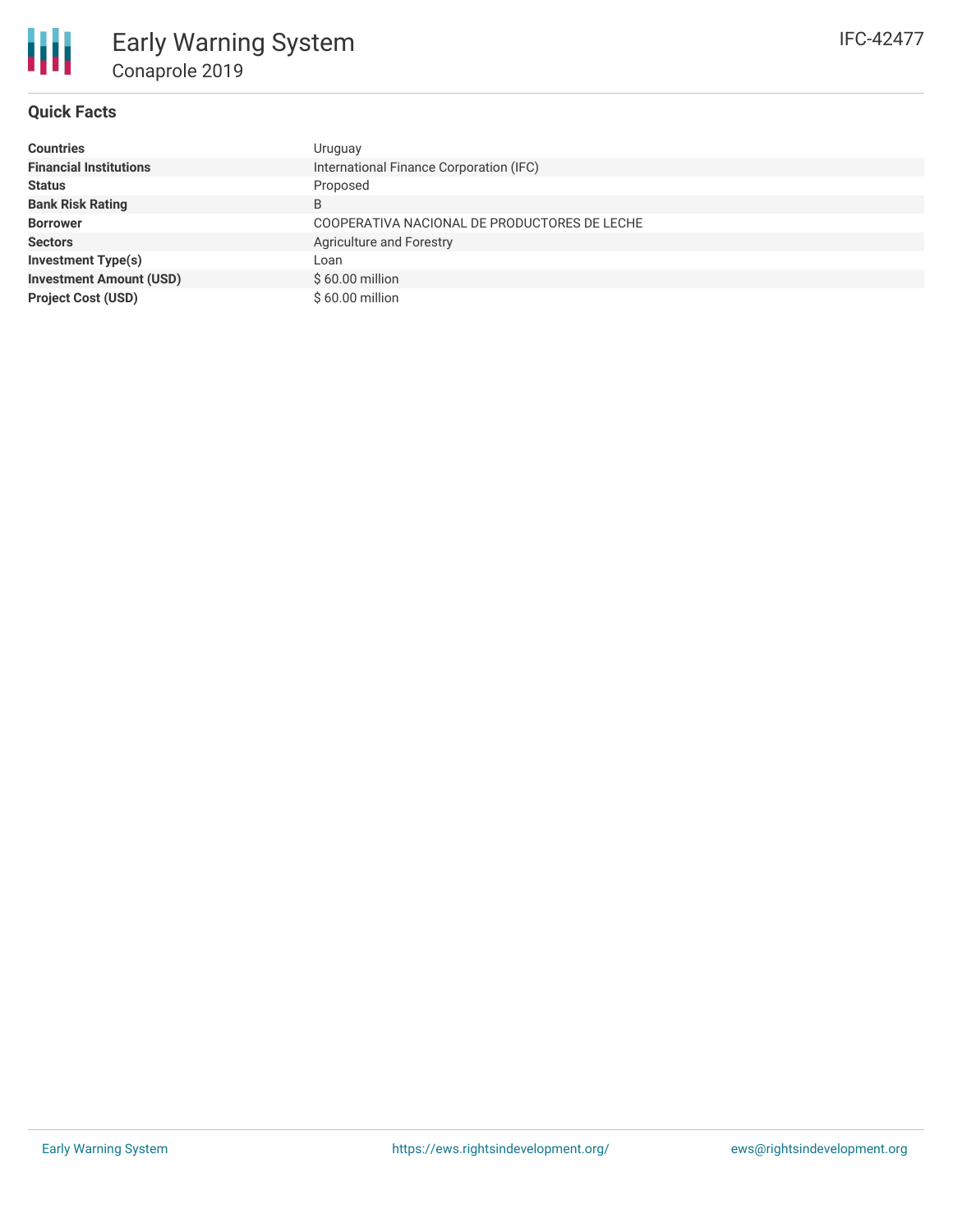# Early Warning System

## Conaprole 2019

IFC-42477

### Quick Facts

| | |
|---|---|
| **Countries** | Uruguay |
| **Financial Institutions** | International Finance Corporation (IFC) |
| **Status** | Proposed |
| **Bank Risk Rating** | B |
| **Borrower** | COOPERATIVA NACIONAL DE PRODUCTORES DE LECHE |
| **Sectors** | Agriculture and Forestry |
| **Investment Type(s)** | Loan |
| **Investment Amount (USD)** | $ 60.00 million |
| **Project Cost (USD)** | $ 60.00 million |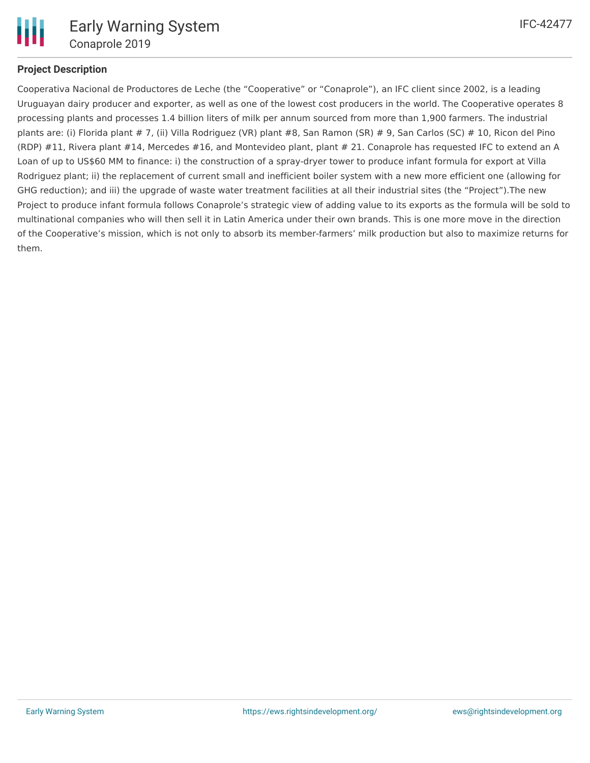## Project Description

Cooperativa Nacional de Productores de Leche (the "Cooperative" or "Conaprole"), an IFC client since 2002, is a leading Uruguayan dairy producer and exporter, as well as one of the lowest cost producers in the world. The Cooperative operates 8 processing plants and processes 1.4 billion liters of milk per annum sourced from more than 1,900 farmers. The industrial plants are: (i) Florida plant # 7, (ii) Villa Rodriguez (VR) plant #8, San Ramon (SR) # 9, San Carlos (SC) # 10, Ricon del Pino (RDP) #11, Rivera plant #14, Mercedes #16, and Montevideo plant, plant # 21. Conaprole has requested IFC to extend an A Loan of up to US$60 MM to finance: i) the construction of a spray-dryer tower to produce infant formula for export at Villa Rodriguez plant; ii) the replacement of current small and inefficient boiler system with a new more efficient one (allowing for GHG reduction); and iii) the upgrade of waste water treatment facilities at all their industrial sites (the "Project").The new Project to produce infant formula follows Conaprole's strategic view of adding value to its exports as the formula will be sold to multinational companies who will then sell it in Latin America under their own brands. This is one more move in the direction of the Cooperative's mission, which is not only to absorb its member-farmers' milk production but also to maximize returns for them.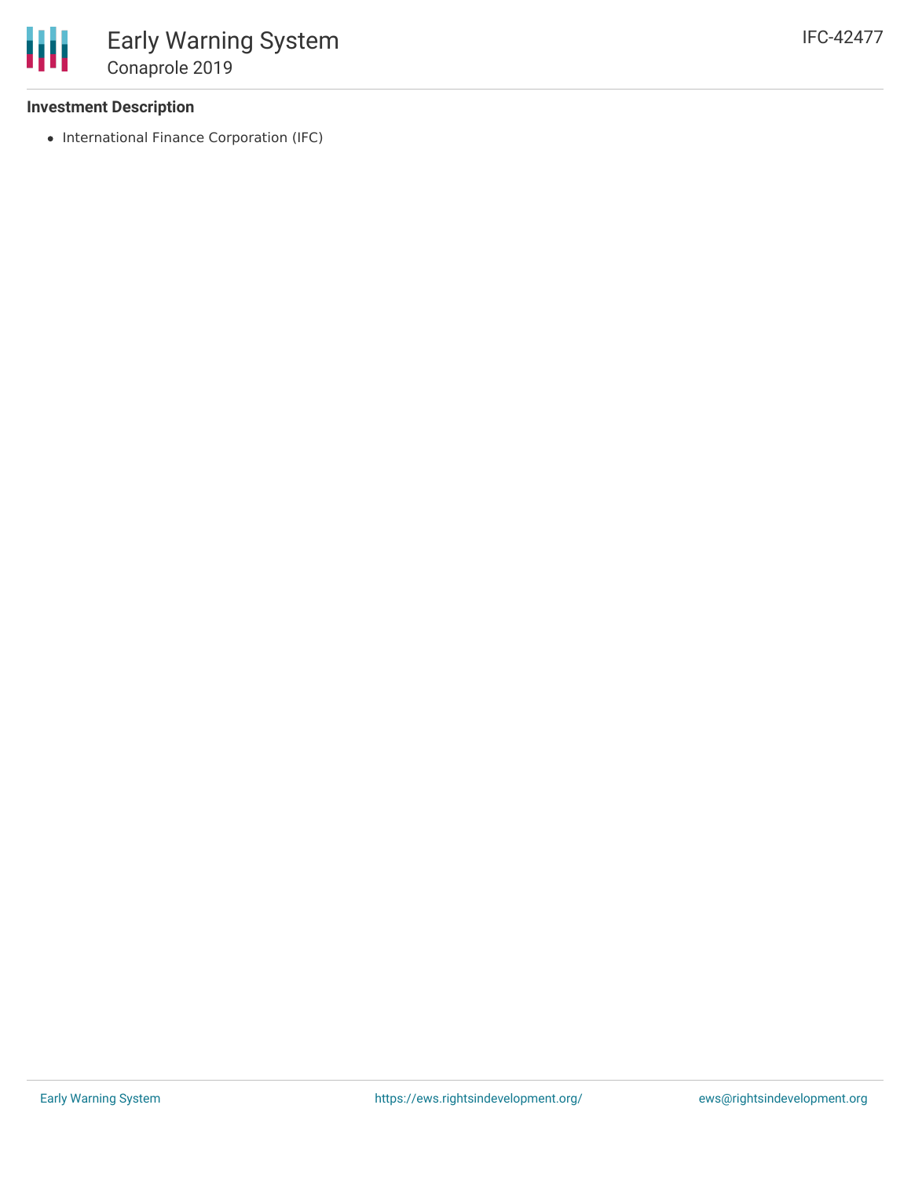### Investment Description

- International Finance Corporation (IFC)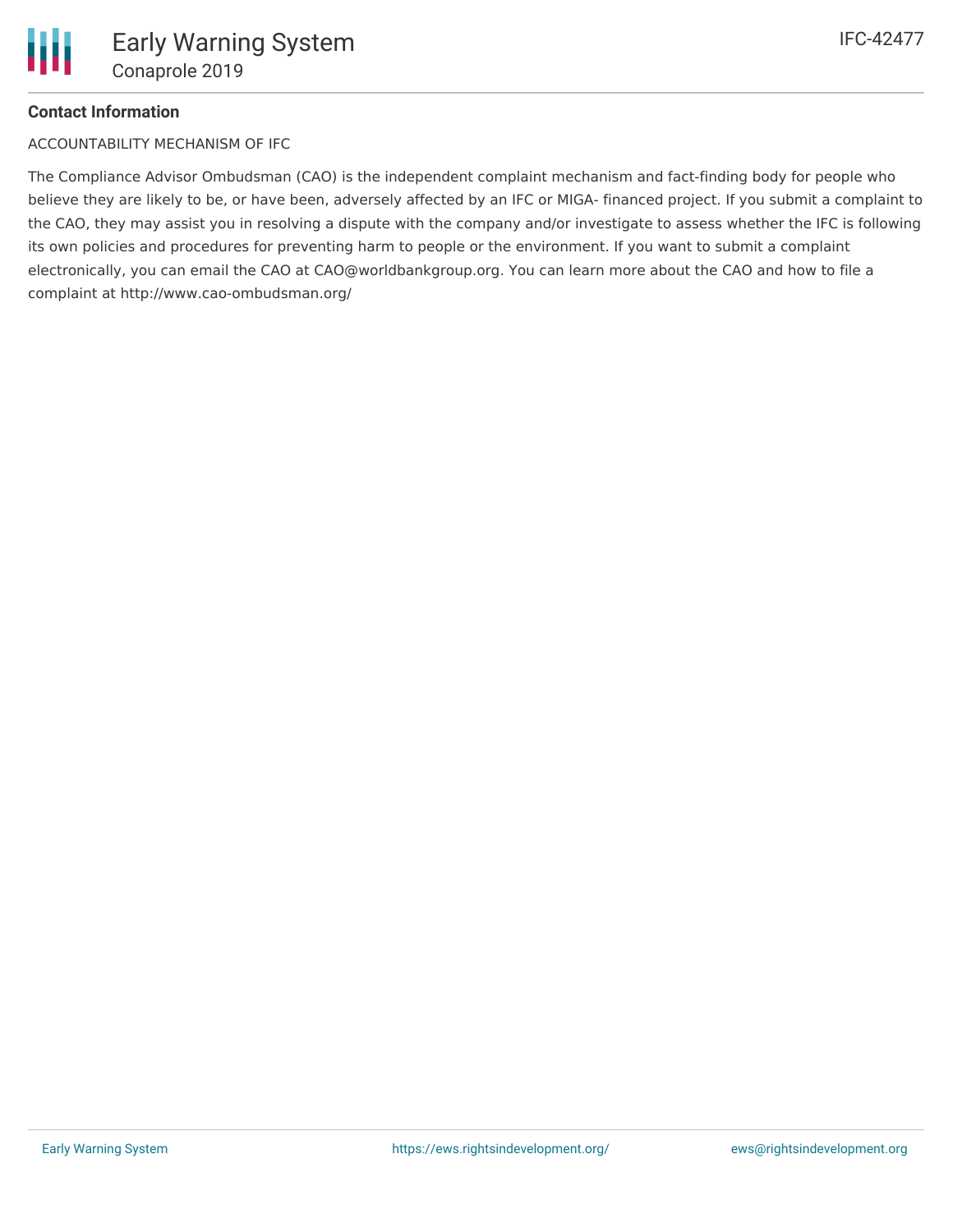**Contact Information**

ACCOUNTABILITY MECHANISM OF IFC

The Compliance Advisor Ombudsman (CAO) is the independent complaint mechanism and fact-finding body for people who believe they are likely to be, or have been, adversely affected by an IFC or MIGA- financed project. If you submit a complaint to the CAO, they may assist you in resolving a dispute with the company and/or investigate to assess whether the IFC is following its own policies and procedures for preventing harm to people or the environment. If you want to submit a complaint electronically, you can email the CAO at CAO@worldbankgroup.org. You can learn more about the CAO and how to file a complaint at http://www.cao-ombudsman.org/